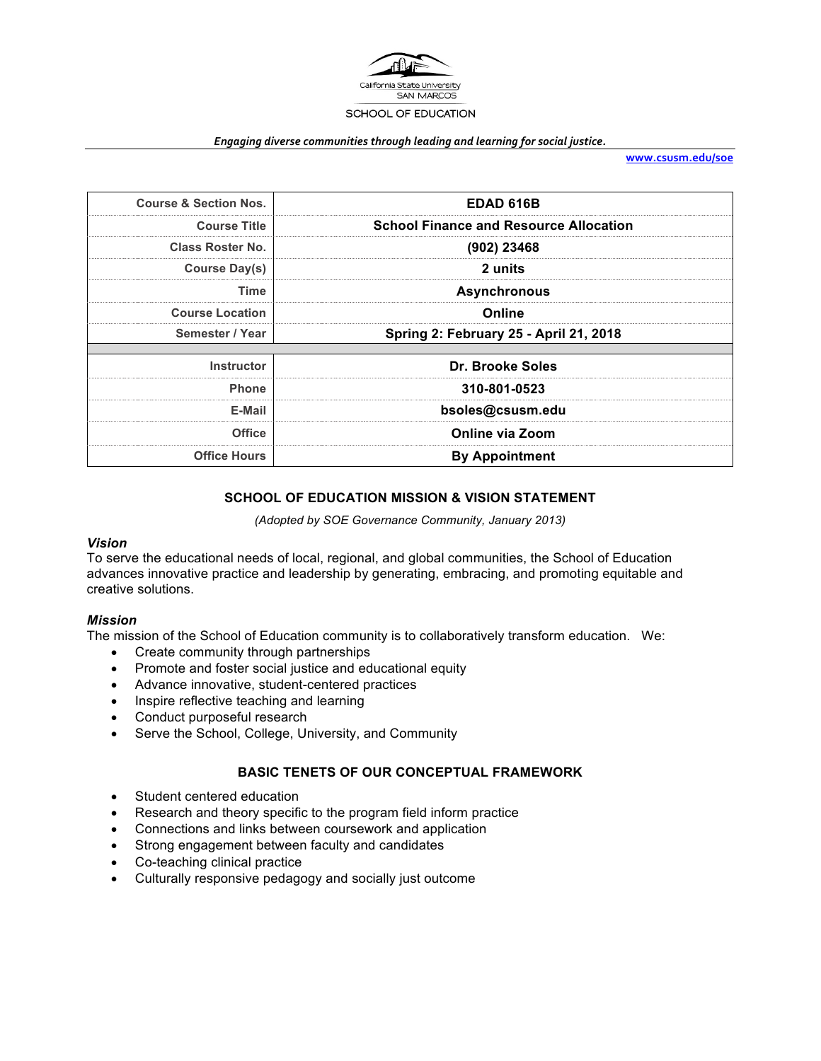California State University
SAN MARCOS

SCHOOL OF EDUCATION

*Engaging diverse communities through leading and learning for social justice.*

www.csusm.edu/soe

| Course & Section Nos. | EDAD 616B |
|---|---|
| Course Title | School Finance and Resource Allocation |
| Class Roster No. | (902) 23468 |
| Course Day(s) | 2 units |
| Time | Asynchronous |
| Course Location | Online |
| Semester / Year | Spring 2: February 25 - April 21, 2018 |
| | |
| Instructor | Dr. Brooke Soles |
| Phone | 310-801-0523 |
| E-Mail | bsoles@csusm.edu |
| Office | Online via Zoom |
| Office Hours | By Appointment |

## SCHOOL OF EDUCATION MISSION & VISION STATEMENT

*(Adopted by SOE Governance Community, January 2013)*

### *Vision*

To serve the educational needs of local, regional, and global communities, the School of Education advances innovative practice and leadership by generating, embracing, and promoting equitable and creative solutions.

### *Mission*

The mission of the School of Education community is to collaboratively transform education. We:

- Create community through partnerships
- Promote and foster social justice and educational equity
- Advance innovative, student-centered practices
- Inspire reflective teaching and learning
- Conduct purposeful research
- Serve the School, College, University, and Community

## BASIC TENETS OF OUR CONCEPTUAL FRAMEWORK

- Student centered education
- Research and theory specific to the program field inform practice
- Connections and links between coursework and application
- Strong engagement between faculty and candidates
- Co-teaching clinical practice
- Culturally responsive pedagogy and socially just outcome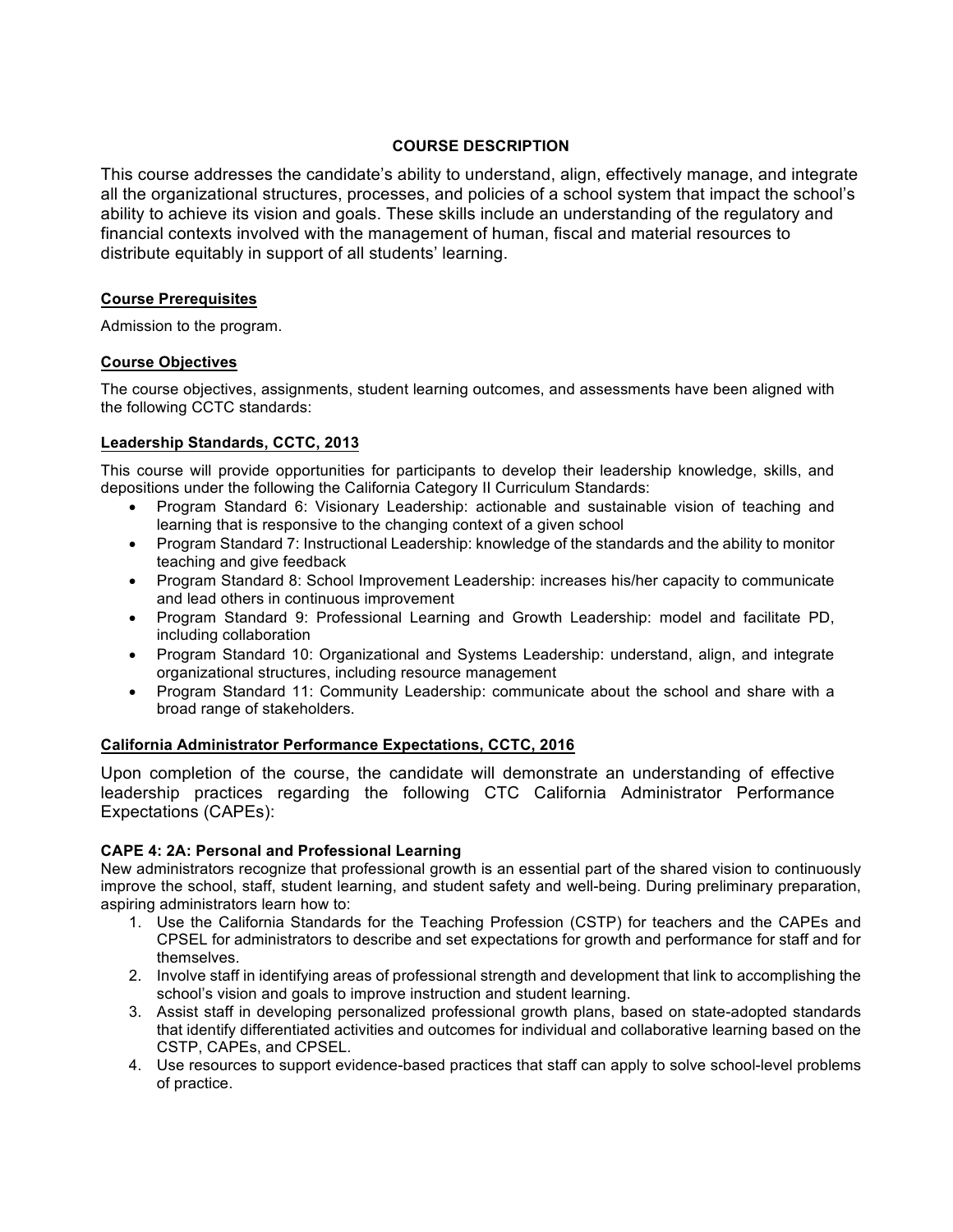## COURSE DESCRIPTION

This course addresses the candidate's ability to understand, align, effectively manage, and integrate all the organizational structures, processes, and policies of a school system that impact the school's ability to achieve its vision and goals. These skills include an understanding of the regulatory and financial contexts involved with the management of human, fiscal and material resources to distribute equitably in support of all students' learning.

### Course Prerequisites

Admission to the program.

### Course Objectives

The course objectives, assignments, student learning outcomes, and assessments have been aligned with the following CCTC standards:

### Leadership Standards, CCTC, 2013

This course will provide opportunities for participants to develop their leadership knowledge, skills, and depositions under the following the California Category II Curriculum Standards:

- Program Standard 6: Visionary Leadership: actionable and sustainable vision of teaching and learning that is responsive to the changing context of a given school
- Program Standard 7: Instructional Leadership: knowledge of the standards and the ability to monitor teaching and give feedback
- Program Standard 8: School Improvement Leadership: increases his/her capacity to communicate and lead others in continuous improvement
- Program Standard 9: Professional Learning and Growth Leadership: model and facilitate PD, including collaboration
- Program Standard 10: Organizational and Systems Leadership: understand, align, and integrate organizational structures, including resource management
- Program Standard 11: Community Leadership: communicate about the school and share with a broad range of stakeholders.

### California Administrator Performance Expectations, CCTC, 2016

Upon completion of the course, the candidate will demonstrate an understanding of effective leadership practices regarding the following CTC California Administrator Performance Expectations (CAPEs):

#### CAPE 4: 2A: Personal and Professional Learning

New administrators recognize that professional growth is an essential part of the shared vision to continuously improve the school, staff, student learning, and student safety and well-being. During preliminary preparation, aspiring administrators learn how to:

1. Use the California Standards for the Teaching Profession (CSTP) for teachers and the CAPEs and CPSEL for administrators to describe and set expectations for growth and performance for staff and for themselves.
2. Involve staff in identifying areas of professional strength and development that link to accomplishing the school's vision and goals to improve instruction and student learning.
3. Assist staff in developing personalized professional growth plans, based on state-adopted standards that identify differentiated activities and outcomes for individual and collaborative learning based on the CSTP, CAPEs, and CPSEL.
4. Use resources to support evidence-based practices that staff can apply to solve school-level problems of practice.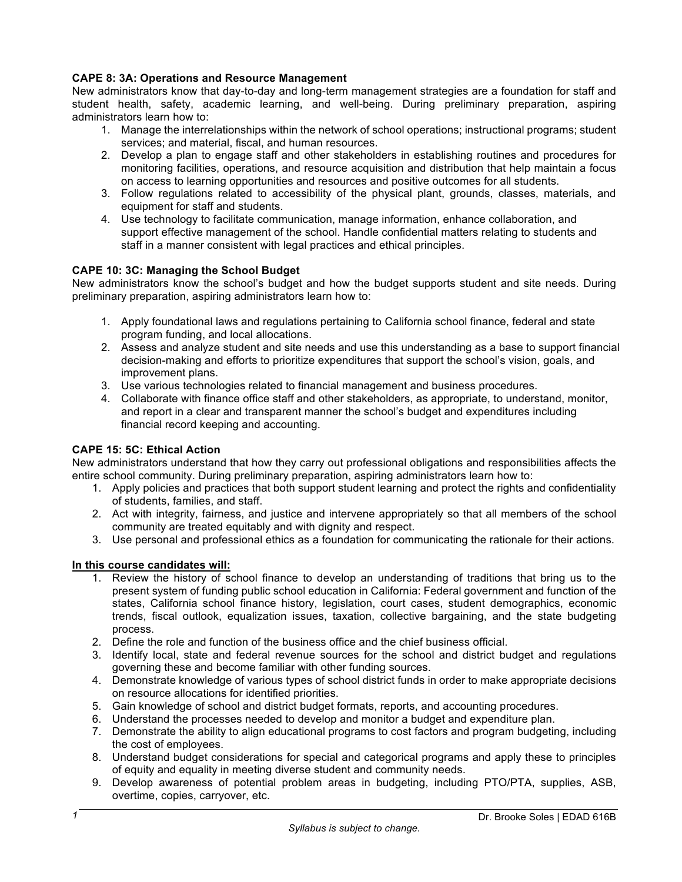**CAPE 8: 3A: Operations and Resource Management**
New administrators know that day-to-day and long-term management strategies are a foundation for staff and student health, safety, academic learning, and well-being. During preliminary preparation, aspiring administrators learn how to:

1. Manage the interrelationships within the network of school operations; instructional programs; student services; and material, fiscal, and human resources.
2. Develop a plan to engage staff and other stakeholders in establishing routines and procedures for monitoring facilities, operations, and resource acquisition and distribution that help maintain a focus on access to learning opportunities and resources and positive outcomes for all students.
3. Follow regulations related to accessibility of the physical plant, grounds, classes, materials, and equipment for staff and students.
4. Use technology to facilitate communication, manage information, enhance collaboration, and support effective management of the school. Handle confidential matters relating to students and staff in a manner consistent with legal practices and ethical principles.

**CAPE 10: 3C: Managing the School Budget**
New administrators know the school's budget and how the budget supports student and site needs. During preliminary preparation, aspiring administrators learn how to:

1. Apply foundational laws and regulations pertaining to California school finance, federal and state program funding, and local allocations.
2. Assess and analyze student and site needs and use this understanding as a base to support financial decision-making and efforts to prioritize expenditures that support the school's vision, goals, and improvement plans.
3. Use various technologies related to financial management and business procedures.
4. Collaborate with finance office staff and other stakeholders, as appropriate, to understand, monitor, and report in a clear and transparent manner the school's budget and expenditures including financial record keeping and accounting.

**CAPE 15: 5C: Ethical Action**
New administrators understand that how they carry out professional obligations and responsibilities affects the entire school community. During preliminary preparation, aspiring administrators learn how to:

1. Apply policies and practices that both support student learning and protect the rights and confidentiality of students, families, and staff.
2. Act with integrity, fairness, and justice and intervene appropriately so that all members of the school community are treated equitably and with dignity and respect.
3. Use personal and professional ethics as a foundation for communicating the rationale for their actions.

**In this course candidates will:**

1. Review the history of school finance to develop an understanding of traditions that bring us to the present system of funding public school education in California: Federal government and function of the states, California school finance history, legislation, court cases, student demographics, economic trends, fiscal outlook, equalization issues, taxation, collective bargaining, and the state budgeting process.
2. Define the role and function of the business office and the chief business official.
3. Identify local, state and federal revenue sources for the school and district budget and regulations governing these and become familiar with other funding sources.
4. Demonstrate knowledge of various types of school district funds in order to make appropriate decisions on resource allocations for identified priorities.
5. Gain knowledge of school and district budget formats, reports, and accounting procedures.
6. Understand the processes needed to develop and monitor a budget and expenditure plan.
7. Demonstrate the ability to align educational programs to cost factors and program budgeting, including the cost of employees.
8. Understand budget considerations for special and categorical programs and apply these to principles of equity and equality in meeting diverse student and community needs.
9. Develop awareness of potential problem areas in budgeting, including PTO/PTA, supplies, ASB, overtime, copies, carryover, etc.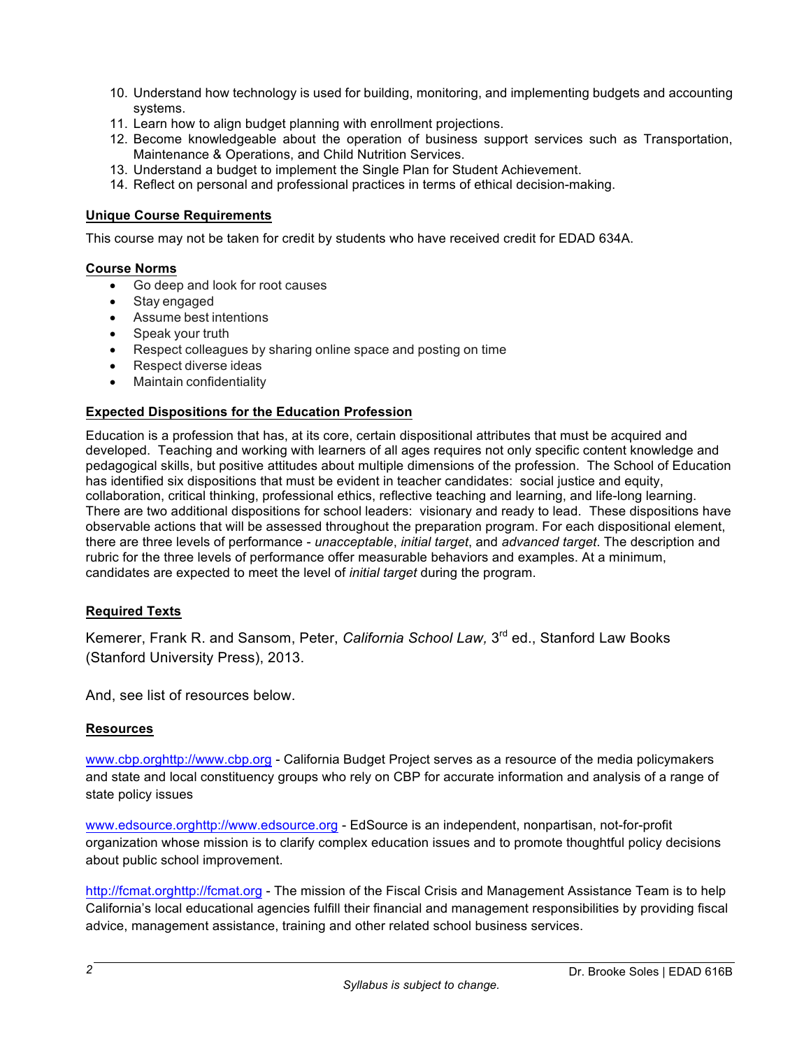10. Understand how technology is used for building, monitoring, and implementing budgets and accounting systems.
11. Learn how to align budget planning with enrollment projections.
12. Become knowledgeable about the operation of business support services such as Transportation, Maintenance & Operations, and Child Nutrition Services.
13. Understand a budget to implement the Single Plan for Student Achievement.
14. Reflect on personal and professional practices in terms of ethical decision-making.

**Unique Course Requirements**

This course may not be taken for credit by students who have received credit for EDAD 634A.

**Course Norms**

- Go deep and look for root causes
- Stay engaged
- Assume best intentions
- Speak your truth
- Respect colleagues by sharing online space and posting on time
- Respect diverse ideas
- Maintain confidentiality

**Expected Dispositions for the Education Profession**

Education is a profession that has, at its core, certain dispositional attributes that must be acquired and developed. Teaching and working with learners of all ages requires not only specific content knowledge and pedagogical skills, but positive attitudes about multiple dimensions of the profession. The School of Education has identified six dispositions that must be evident in teacher candidates: social justice and equity, collaboration, critical thinking, professional ethics, reflective teaching and learning, and life-long learning. There are two additional dispositions for school leaders: visionary and ready to lead. These dispositions have observable actions that will be assessed throughout the preparation program. For each dispositional element, there are three levels of performance - *unacceptable*, *initial target*, and *advanced target*. The description and rubric for the three levels of performance offer measurable behaviors and examples. At a minimum, candidates are expected to meet the level of *initial target* during the program.

**Required Texts**

Kemerer, Frank R. and Sansom, Peter, *California School Law,* 3rd ed., Stanford Law Books (Stanford University Press), 2013.

And, see list of resources below.

**Resources**

www.cbp.orghttp://www.cbp.org - California Budget Project serves as a resource of the media policymakers and state and local constituency groups who rely on CBP for accurate information and analysis of a range of state policy issues

www.edsource.orghttp://www.edsource.org - EdSource is an independent, nonpartisan, not-for-profit organization whose mission is to clarify complex education issues and to promote thoughtful policy decisions about public school improvement.

http://fcmat.orghttp://fcmat.org - The mission of the Fiscal Crisis and Management Assistance Team is to help California's local educational agencies fulfill their financial and management responsibilities by providing fiscal advice, management assistance, training and other related school business services.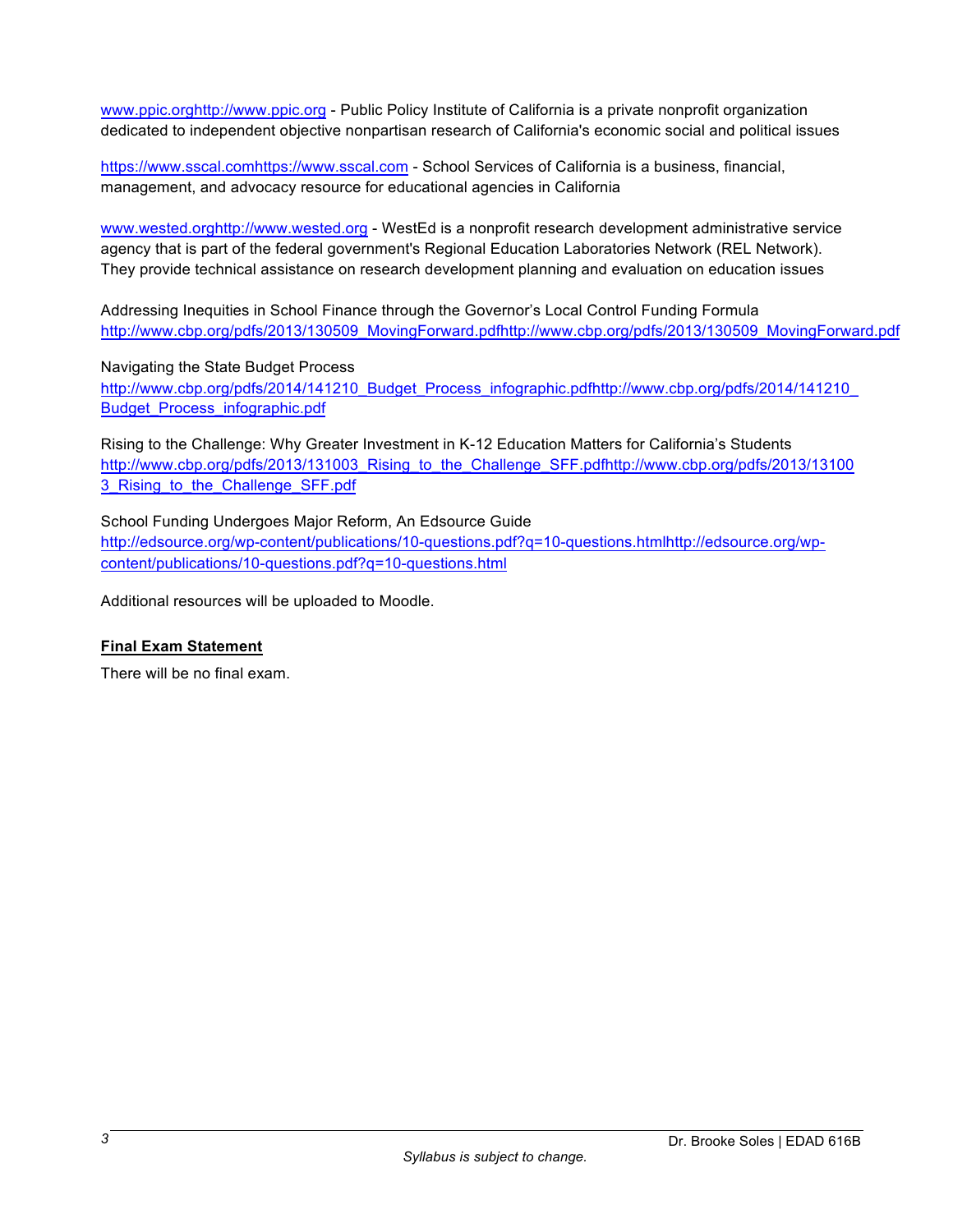www.ppic.orghttp://www.ppic.org - Public Policy Institute of California is a private nonprofit organization dedicated to independent objective nonpartisan research of California's economic social and political issues

https://www.sscal.comhttps://www.sscal.com - School Services of California is a business, financial, management, and advocacy resource for educational agencies in California

www.wested.orghttp://www.wested.org - WestEd is a nonprofit research development administrative service agency that is part of the federal government's Regional Education Laboratories Network (REL Network). They provide technical assistance on research development planning and evaluation on education issues

Addressing Inequities in School Finance through the Governor's Local Control Funding Formula
http://www.cbp.org/pdfs/2013/130509_MovingForward.pdfhttp://www.cbp.org/pdfs/2013/130509_MovingForward.pdf

Navigating the State Budget Process
http://www.cbp.org/pdfs/2014/141210_Budget_Process_infographic.pdfhttp://www.cbp.org/pdfs/2014/141210_Budget_Process_infographic.pdf

Rising to the Challenge: Why Greater Investment in K-12 Education Matters for California's Students
http://www.cbp.org/pdfs/2013/131003_Rising_to_the_Challenge_SFF.pdfhttp://www.cbp.org/pdfs/2013/131003_Rising_to_the_Challenge_SFF.pdf

School Funding Undergoes Major Reform, An Edsource Guide
http://edsource.org/wp-content/publications/10-questions.pdf?q=10-questions.htmlhttp://edsource.org/wp-content/publications/10-questions.pdf?q=10-questions.html

Additional resources will be uploaded to Moodle.

## Final Exam Statement

There will be no final exam.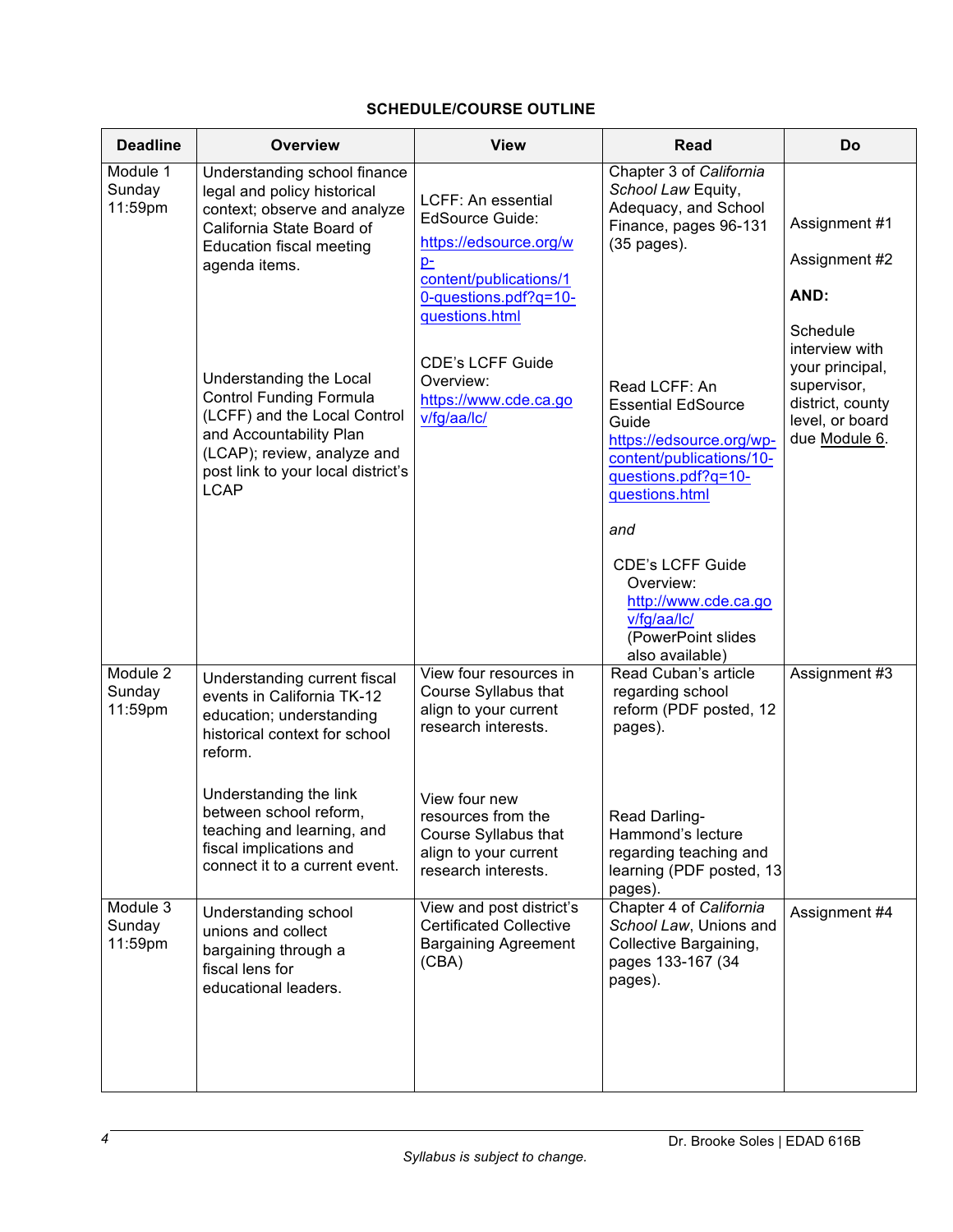**SCHEDULE/COURSE OUTLINE**

| Deadline | Overview | View | Read | Do |
|---|---|---|---|---|
| Module 1 Sunday 11:59pm | Understanding school finance legal and policy historical context; observe and analyze California State Board of Education fiscal meeting agenda items.<br><br>Understanding the Local Control Funding Formula (LCFF) and the Local Control and Accountability Plan (LCAP); review, analyze and post link to your local district's LCAP | LCFF: An essential EdSource Guide: https://edsource.org/wp-content/publications/10-questions.pdf?q=10-questions.html<br><br>CDE's LCFF Guide Overview: https://www.cde.ca.gov/fg/aa/lc/ | Chapter 3 of *California School Law* Equity, Adequacy, and School Finance, pages 96-131 (35 pages).<br><br>Read LCFF: An Essential EdSource Guide https://edsource.org/wp-content/publications/10-questions.pdf?q=10-questions.html<br><br>*and*<br><br>CDE's LCFF Guide Overview: http://www.cde.ca.gov/fg/aa/lc/ (PowerPoint slides also available) | Assignment #1<br><br>Assignment #2<br><br>**AND:**<br><br>Schedule interview with your principal, supervisor, district, county level, or board due Module 6. |
| Module 2 Sunday 11:59pm | Understanding current fiscal events in California TK-12 education; understanding historical context for school reform.<br><br>Understanding the link between school reform, teaching and learning, and fiscal implications and connect it to a current event. | View four resources in Course Syllabus that align to your current research interests.<br><br>View four new resources from the Course Syllabus that align to your current research interests. | Read Cuban's article regarding school reform (PDF posted, 12 pages).<br><br>Read Darling-Hammond's lecture regarding teaching and learning (PDF posted, 13 pages). | Assignment #3 |
| Module 3 Sunday 11:59pm | Understanding school unions and collect bargaining through a fiscal lens for educational leaders. | View and post district's Certificated Collective Bargaining Agreement (CBA) | Chapter 4 of *California School Law*, Unions and Collective Bargaining, pages 133-167 (34 pages). | Assignment #4 |

*Syllabus is subject to change.*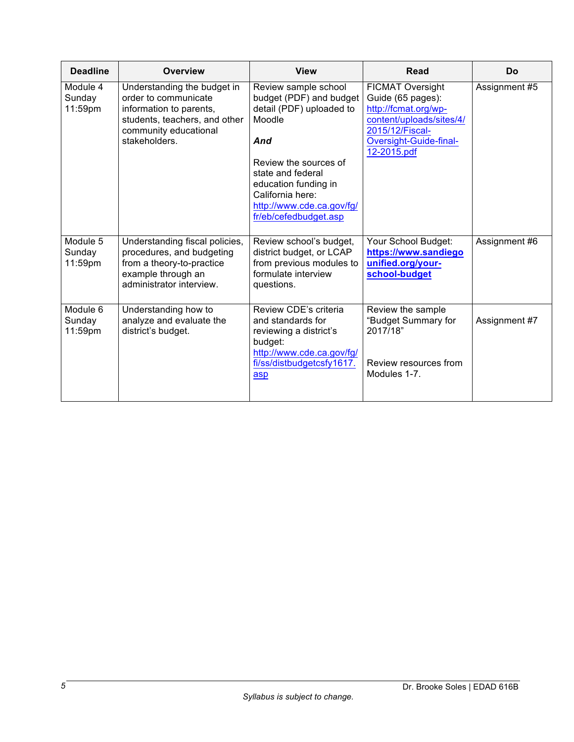| Deadline | Overview | View | Read | Do |
|---|---|---|---|---|
| Module 4 Sunday 11:59pm | Understanding the budget in order to communicate information to parents, students, teachers, and other community educational stakeholders. | Review sample school budget (PDF) and budget detail (PDF) uploaded to Moodle<br><br>***And***<br><br>Review the sources of state and federal education funding in California here: http://www.cde.ca.gov/fg/fr/eb/cefedbudget.asp | FICMAT Oversight Guide (65 pages): http://fcmat.org/wp-content/uploads/sites/4/2015/12/Fiscal-Oversight-Guide-final-12-2015.pdf | Assignment #5 |
| Module 5 Sunday 11:59pm | Understanding fiscal policies, procedures, and budgeting from a theory-to-practice example through an administrator interview. | Review school's budget, district budget, or LCAP from previous modules to formulate interview questions. | Your School Budget: **https://www.sandiegounified.org/your-school-budget** | Assignment #6 |
| Module 6 Sunday 11:59pm | Understanding how to analyze and evaluate the district's budget. | Review CDE's criteria and standards for reviewing a district's budget: http://www.cde.ca.gov/fg/fi/ss/distbudgetcsfy1617.asp | Review the sample "Budget Summary for 2017/18"<br><br>Review resources from Modules 1-7. | Assignment #7 |

*Syllabus is subject to change.*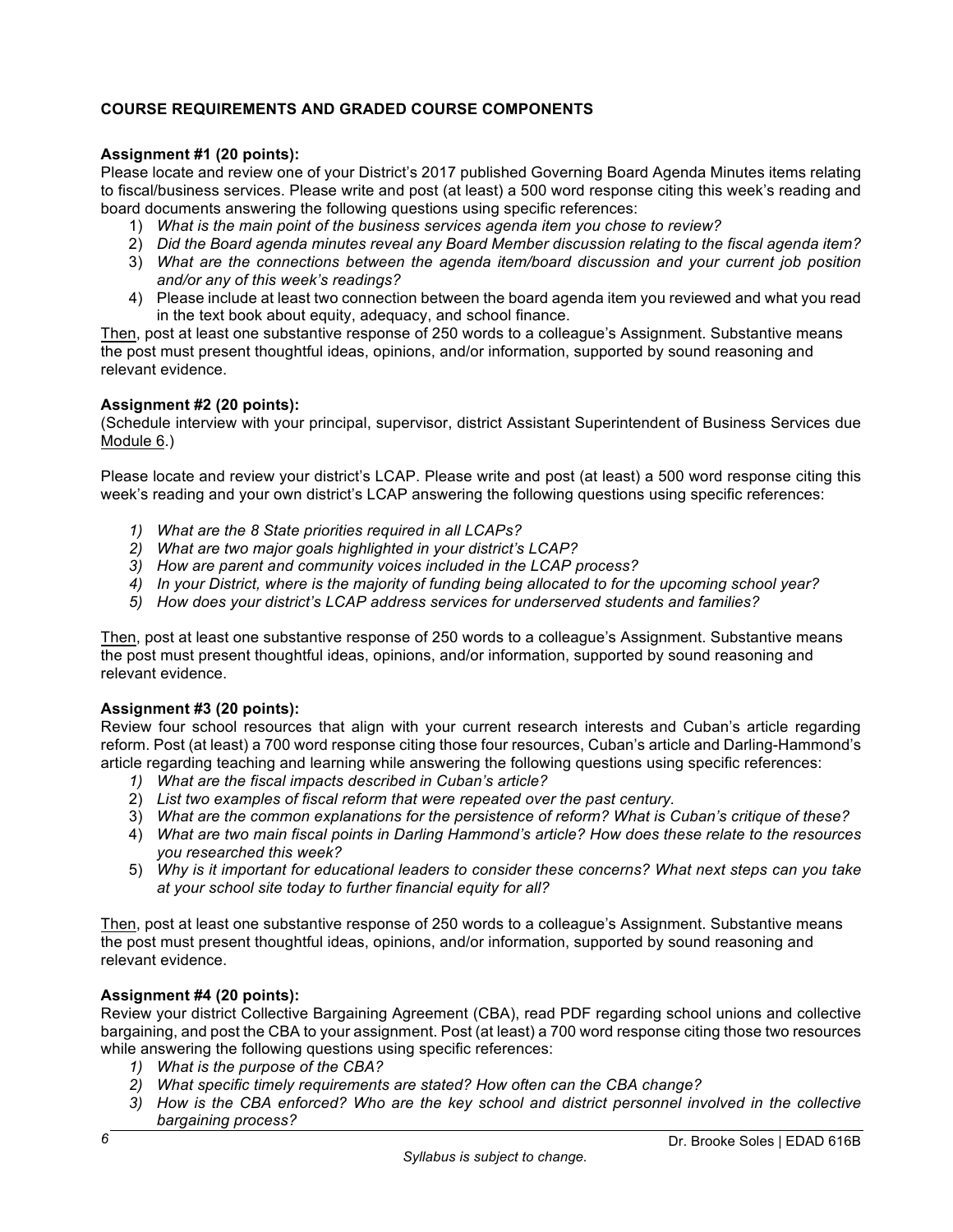**COURSE REQUIREMENTS AND GRADED COURSE COMPONENTS**

**Assignment #1 (20 points):**
Please locate and review one of your District's 2017 published Governing Board Agenda Minutes items relating to fiscal/business services. Please write and post (at least) a 500 word response citing this week's reading and board documents answering the following questions using specific references:

1) *What is the main point of the business services agenda item you chose to review?*
2) *Did the Board agenda minutes reveal any Board Member discussion relating to the fiscal agenda item?*
3) *What are the connections between the agenda item/board discussion and your current job position and/or any of this week's readings?*
4) Please include at least two connection between the board agenda item you reviewed and what you read in the text book about equity, adequacy, and school finance.

Then, post at least one substantive response of 250 words to a colleague's Assignment. Substantive means the post must present thoughtful ideas, opinions, and/or information, supported by sound reasoning and relevant evidence.

**Assignment #2 (20 points):**
(Schedule interview with your principal, supervisor, district Assistant Superintendent of Business Services due Module 6.)

Please locate and review your district's LCAP. Please write and post (at least) a 500 word response citing this week's reading and your own district's LCAP answering the following questions using specific references:

1) *What are the 8 State priorities required in all LCAPs?*
2) *What are two major goals highlighted in your district's LCAP?*
3) *How are parent and community voices included in the LCAP process?*
4) *In your District, where is the majority of funding being allocated to for the upcoming school year?*
5) *How does your district's LCAP address services for underserved students and families?*

Then, post at least one substantive response of 250 words to a colleague's Assignment. Substantive means the post must present thoughtful ideas, opinions, and/or information, supported by sound reasoning and relevant evidence.

**Assignment #3 (20 points):**
Review four school resources that align with your current research interests and Cuban's article regarding reform. Post (at least) a 700 word response citing those four resources, Cuban's article and Darling-Hammond's article regarding teaching and learning while answering the following questions using specific references:

1) *What are the fiscal impacts described in Cuban's article?*
2) *List two examples of fiscal reform that were repeated over the past century.*
3) *What are the common explanations for the persistence of reform? What is Cuban's critique of these?*
4) *What are two main fiscal points in Darling Hammond's article? How does these relate to the resources you researched this week?*
5) *Why is it important for educational leaders to consider these concerns? What next steps can you take at your school site today to further financial equity for all?*

Then, post at least one substantive response of 250 words to a colleague's Assignment. Substantive means the post must present thoughtful ideas, opinions, and/or information, supported by sound reasoning and relevant evidence.

**Assignment #4 (20 points):**
Review your district Collective Bargaining Agreement (CBA), read PDF regarding school unions and collective bargaining, and post the CBA to your assignment. Post (at least) a 700 word response citing those two resources while answering the following questions using specific references:

1) *What is the purpose of the CBA?*
2) *What specific timely requirements are stated? How often can the CBA change?*
3) *How is the CBA enforced? Who are the key school and district personnel involved in the collective bargaining process?*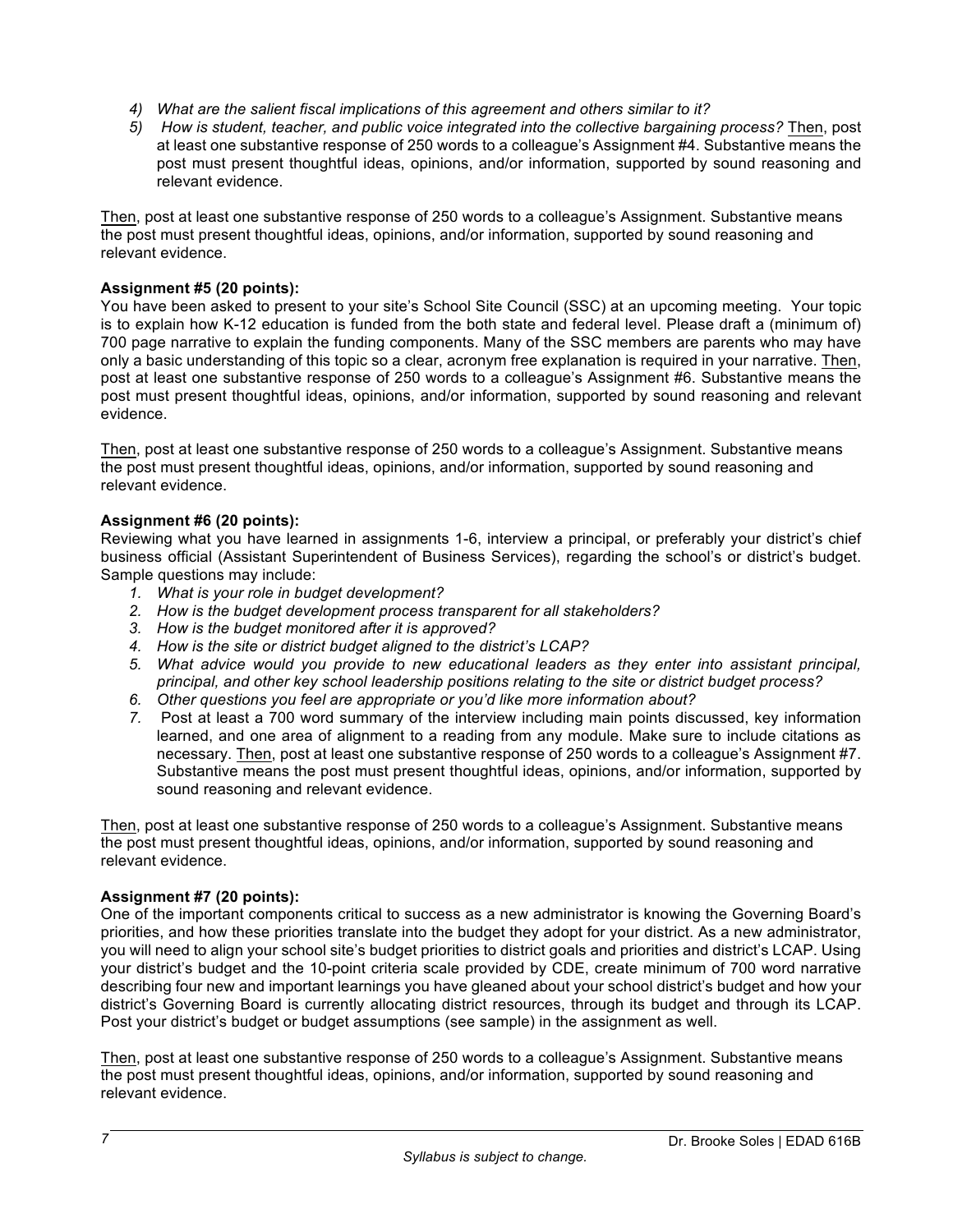4) *What are the salient fiscal implications of this agreement and others similar to it?*
5) *How is student, teacher, and public voice integrated into the collective bargaining process?* Then, post at least one substantive response of 250 words to a colleague's Assignment #4. Substantive means the post must present thoughtful ideas, opinions, and/or information, supported by sound reasoning and relevant evidence.

Then, post at least one substantive response of 250 words to a colleague's Assignment. Substantive means the post must present thoughtful ideas, opinions, and/or information, supported by sound reasoning and relevant evidence.

**Assignment #5 (20 points):**
You have been asked to present to your site's School Site Council (SSC) at an upcoming meeting. Your topic is to explain how K-12 education is funded from the both state and federal level. Please draft a (minimum of) 700 page narrative to explain the funding components. Many of the SSC members are parents who may have only a basic understanding of this topic so a clear, acronym free explanation is required in your narrative. Then, post at least one substantive response of 250 words to a colleague's Assignment #6. Substantive means the post must present thoughtful ideas, opinions, and/or information, supported by sound reasoning and relevant evidence.

Then, post at least one substantive response of 250 words to a colleague's Assignment. Substantive means the post must present thoughtful ideas, opinions, and/or information, supported by sound reasoning and relevant evidence.

**Assignment #6 (20 points):**
Reviewing what you have learned in assignments 1-6, interview a principal, or preferably your district's chief business official (Assistant Superintendent of Business Services), regarding the school's or district's budget. Sample questions may include:

1. *What is your role in budget development?*
2. *How is the budget development process transparent for all stakeholders?*
3. *How is the budget monitored after it is approved?*
4. *How is the site or district budget aligned to the district's LCAP?*
5. *What advice would you provide to new educational leaders as they enter into assistant principal, principal, and other key school leadership positions relating to the site or district budget process?*
6. *Other questions you feel are appropriate or you'd like more information about?*
7. Post at least a 700 word summary of the interview including main points discussed, key information learned, and one area of alignment to a reading from any module. Make sure to include citations as necessary. Then, post at least one substantive response of 250 words to a colleague's Assignment #7. Substantive means the post must present thoughtful ideas, opinions, and/or information, supported by sound reasoning and relevant evidence.

Then, post at least one substantive response of 250 words to a colleague's Assignment. Substantive means the post must present thoughtful ideas, opinions, and/or information, supported by sound reasoning and relevant evidence.

**Assignment #7 (20 points):**
One of the important components critical to success as a new administrator is knowing the Governing Board's priorities, and how these priorities translate into the budget they adopt for your district. As a new administrator, you will need to align your school site's budget priorities to district goals and priorities and district's LCAP. Using your district's budget and the 10-point criteria scale provided by CDE, create minimum of 700 word narrative describing four new and important learnings you have gleaned about your school district's budget and how your district's Governing Board is currently allocating district resources, through its budget and through its LCAP. Post your district's budget or budget assumptions (see sample) in the assignment as well.

Then, post at least one substantive response of 250 words to a colleague's Assignment. Substantive means the post must present thoughtful ideas, opinions, and/or information, supported by sound reasoning and relevant evidence.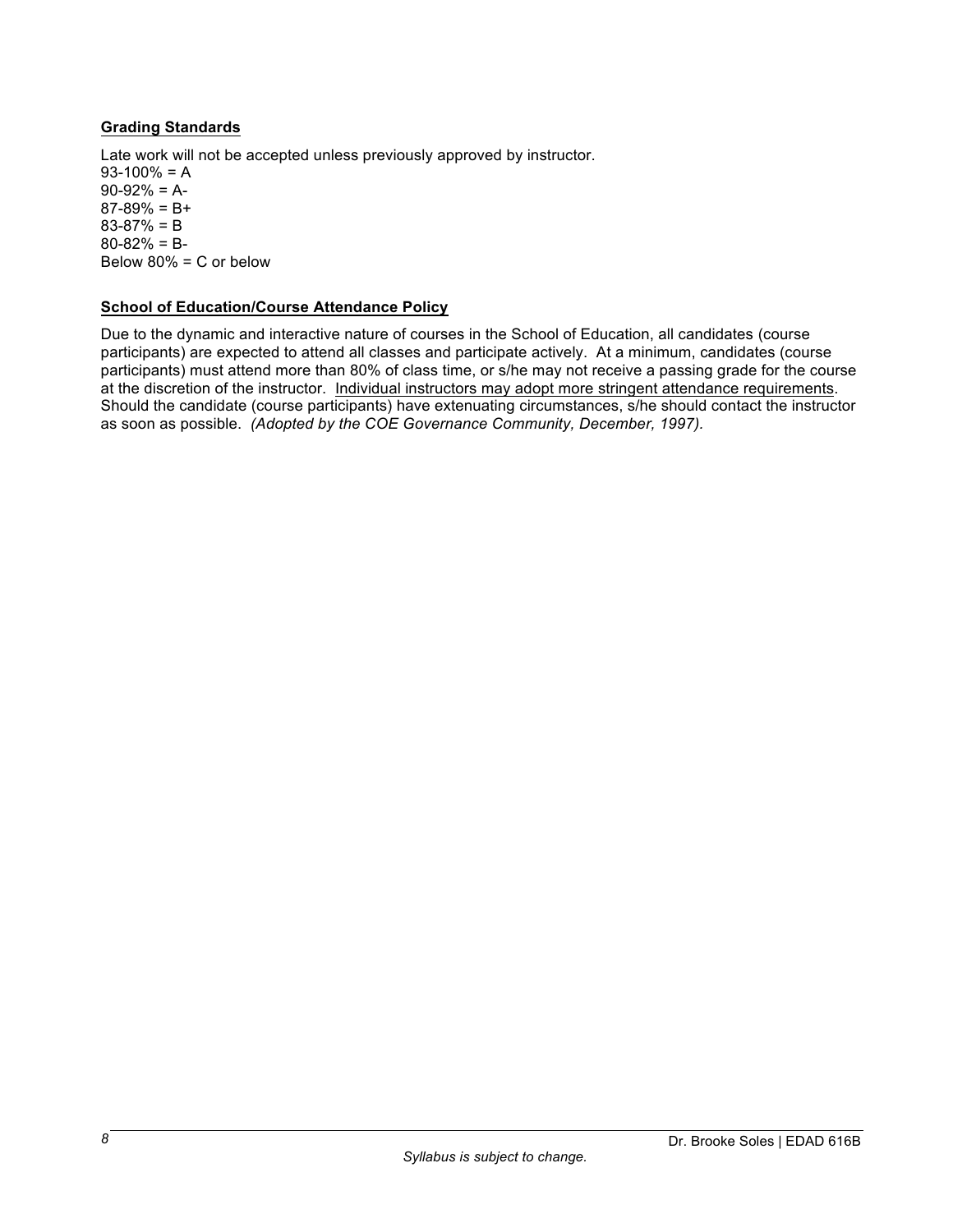**Grading Standards**

Late work will not be accepted unless previously approved by instructor.
93-100% = A
90-92% = A-
87-89% = B+
83-87% = B
80-82% = B-
Below 80% = C or below

**School of Education/Course Attendance Policy**

Due to the dynamic and interactive nature of courses in the School of Education, all candidates (course participants) are expected to attend all classes and participate actively. At a minimum, candidates (course participants) must attend more than 80% of class time, or s/he may not receive a passing grade for the course at the discretion of the instructor. Individual instructors may adopt more stringent attendance requirements. Should the candidate (course participants) have extenuating circumstances, s/he should contact the instructor as soon as possible. *(Adopted by the COE Governance Community, December, 1997).*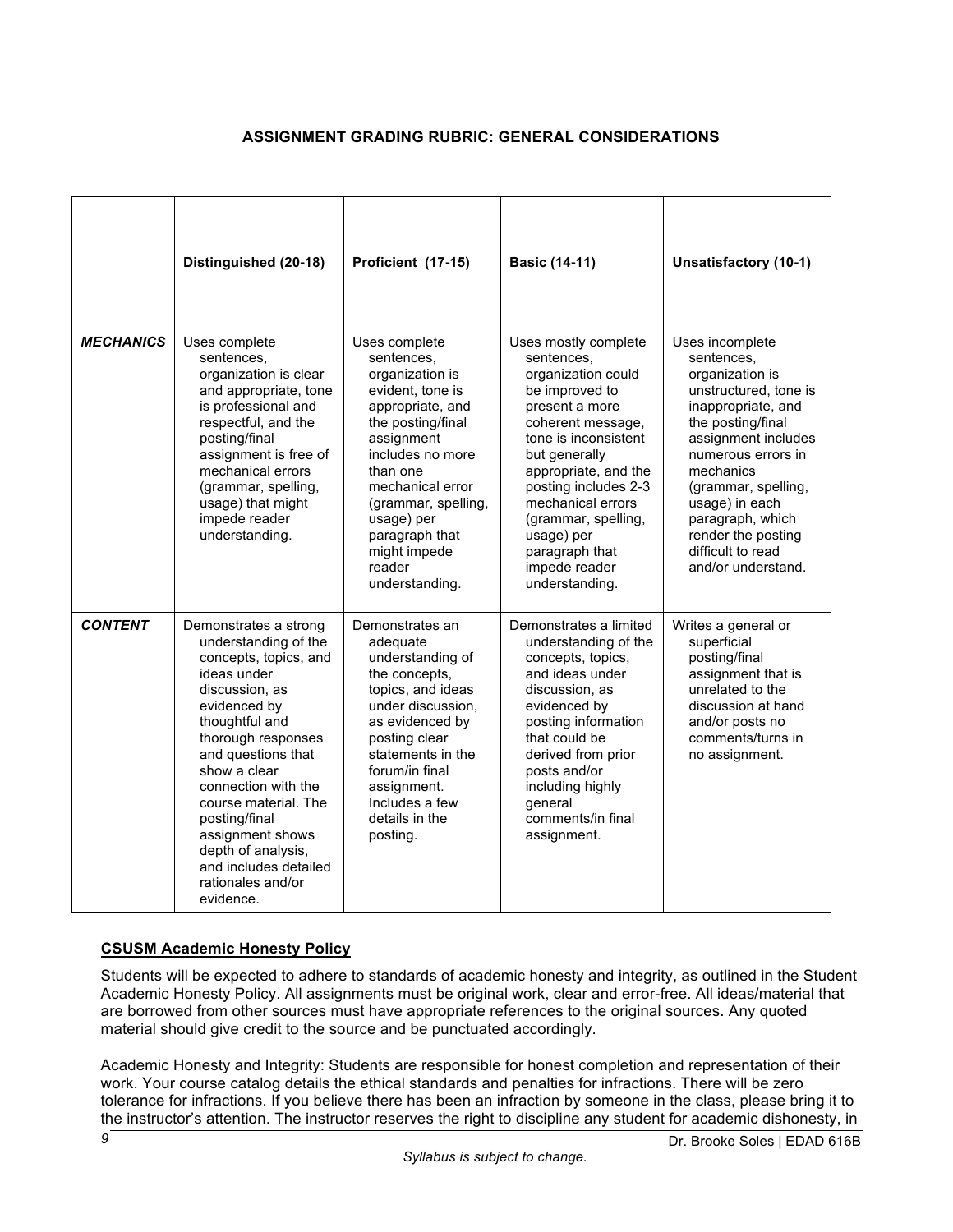**ASSIGNMENT GRADING RUBRIC: GENERAL CONSIDERATIONS**

| | Distinguished (20-18) | Proficient (17-15) | Basic (14-11) | Unsatisfactory (10-1) |
|---|---|---|---|---|
| ***MECHANICS*** | Uses complete sentences, organization is clear and appropriate, tone is professional and respectful, and the posting/final assignment is free of mechanical errors (grammar, spelling, usage) that might impede reader understanding. | Uses complete sentences, organization is evident, tone is appropriate, and the posting/final assignment includes no more than one mechanical error (grammar, spelling, usage) per paragraph that might impede reader understanding. | Uses mostly complete sentences, organization could be improved to present a more coherent message, tone is inconsistent but generally appropriate, and the posting includes 2-3 mechanical errors (grammar, spelling, usage) per paragraph that impede reader understanding. | Uses incomplete sentences, organization is unstructured, tone is inappropriate, and the posting/final assignment includes numerous errors in mechanics (grammar, spelling, usage) in each paragraph, which render the posting difficult to read and/or understand. |
| ***CONTENT*** | Demonstrates a strong understanding of the concepts, topics, and ideas under discussion, as evidenced by thoughtful and thorough responses and questions that show a clear connection with the course material. The posting/final assignment shows depth of analysis, and includes detailed rationales and/or evidence. | Demonstrates an adequate understanding of the concepts, topics, and ideas under discussion, as evidenced by posting clear statements in the forum/in final assignment. Includes a few details in the posting. | Demonstrates a limited understanding of the concepts, topics, and ideas under discussion, as evidenced by posting information that could be derived from prior posts and/or including highly general comments/in final assignment. | Writes a general or superficial posting/final assignment that is unrelated to the discussion at hand and/or posts no comments/turns in no assignment. |

**CSUSM Academic Honesty Policy**

Students will be expected to adhere to standards of academic honesty and integrity, as outlined in the Student Academic Honesty Policy. All assignments must be original work, clear and error-free. All ideas/material that are borrowed from other sources must have appropriate references to the original sources. Any quoted material should give credit to the source and be punctuated accordingly.

Academic Honesty and Integrity: Students are responsible for honest completion and representation of their work. Your course catalog details the ethical standards and penalties for infractions. There will be zero tolerance for infractions. If you believe there has been an infraction by someone in the class, please bring it to the instructor's attention. The instructor reserves the right to discipline any student for academic dishonesty, in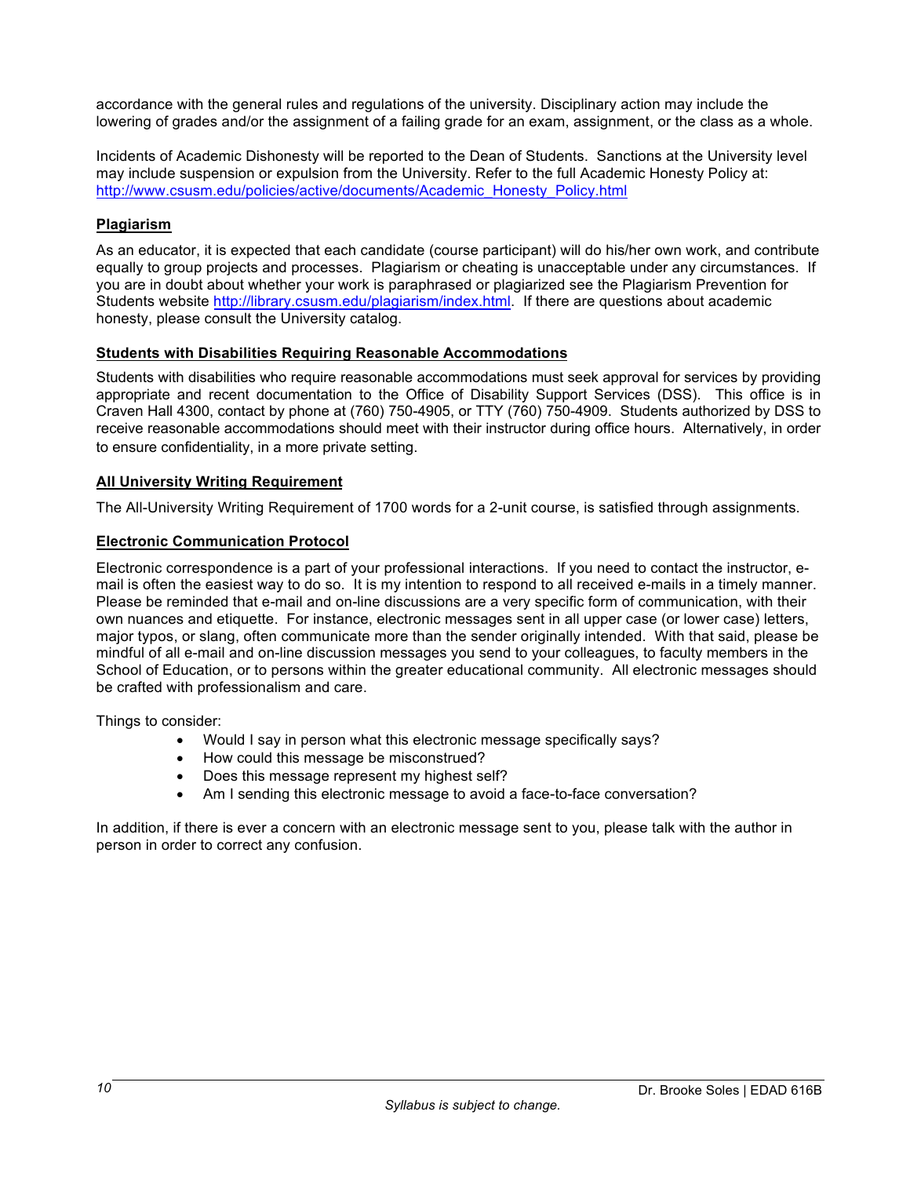accordance with the general rules and regulations of the university. Disciplinary action may include the lowering of grades and/or the assignment of a failing grade for an exam, assignment, or the class as a whole.

Incidents of Academic Dishonesty will be reported to the Dean of Students. Sanctions at the University level may include suspension or expulsion from the University. Refer to the full Academic Honesty Policy at: http://www.csusm.edu/policies/active/documents/Academic_Honesty_Policy.html

**Plagiarism**

As an educator, it is expected that each candidate (course participant) will do his/her own work, and contribute equally to group projects and processes. Plagiarism or cheating is unacceptable under any circumstances. If you are in doubt about whether your work is paraphrased or plagiarized see the Plagiarism Prevention for Students website http://library.csusm.edu/plagiarism/index.html. If there are questions about academic honesty, please consult the University catalog.

**Students with Disabilities Requiring Reasonable Accommodations**

Students with disabilities who require reasonable accommodations must seek approval for services by providing appropriate and recent documentation to the Office of Disability Support Services (DSS). This office is in Craven Hall 4300, contact by phone at (760) 750-4905, or TTY (760) 750-4909. Students authorized by DSS to receive reasonable accommodations should meet with their instructor during office hours. Alternatively, in order to ensure confidentiality, in a more private setting.

**All University Writing Requirement**

The All-University Writing Requirement of 1700 words for a 2-unit course, is satisfied through assignments.

**Electronic Communication Protocol**

Electronic correspondence is a part of your professional interactions. If you need to contact the instructor, e-mail is often the easiest way to do so. It is my intention to respond to all received e-mails in a timely manner. Please be reminded that e-mail and on-line discussions are a very specific form of communication, with their own nuances and etiquette. For instance, electronic messages sent in all upper case (or lower case) letters, major typos, or slang, often communicate more than the sender originally intended. With that said, please be mindful of all e-mail and on-line discussion messages you send to your colleagues, to faculty members in the School of Education, or to persons within the greater educational community. All electronic messages should be crafted with professionalism and care.

Things to consider:

- Would I say in person what this electronic message specifically says?
- How could this message be misconstrued?
- Does this message represent my highest self?
- Am I sending this electronic message to avoid a face-to-face conversation?

In addition, if there is ever a concern with an electronic message sent to you, please talk with the author in person in order to correct any confusion.